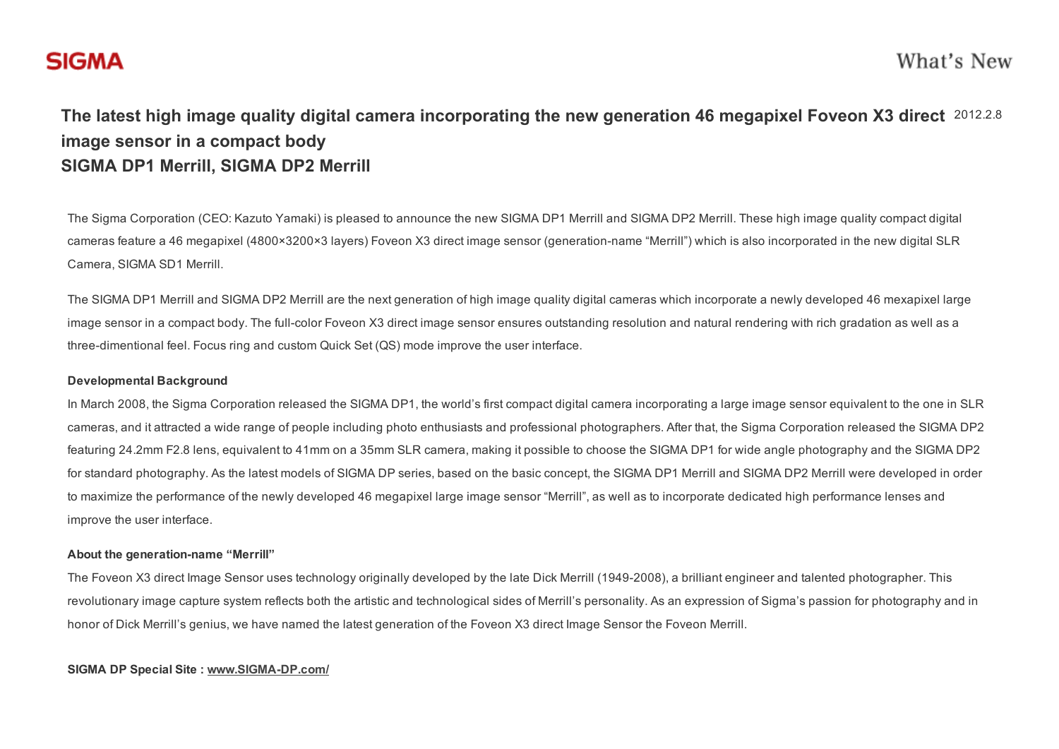SIGMA

What's New

# The latest high image quality digital camera incorporating the new generation 46 megapixel Foveon X3 direct image sensor in a compact body SIGMA DP1 Merrill, SIGMA DP2 Merrill

2012.2.8

The Sigma Corporation (CEO: Kazuto Yamaki) is pleased to announce the new SIGMA DP1 Merrill and SIGMA DP2 Merrill. These high image quality compact digital cameras feature a 46 megapixel (4800×3200×3 layers) Foveon X3 direct image sensor (generation-name “Merrill”) which is also incorporated in the new digital SLR Camera, SIGMA SD1 Merrill.

The SIGMA DP1 Merrill and SIGMA DP2 Merrill are the next generation of high image quality digital cameras which incorporate a newly developed 46 mexapixel large image sensor in a compact body. The full-color Foveon X3 direct image sensor ensures outstanding resolution and natural rendering with rich gradation as well as a three-dimentional feel. Focus ring and custom Quick Set (QS) mode improve the user interface.

**Developmental Background**

In March 2008, the Sigma Corporation released the SIGMA DP1, the world’s first compact digital camera incorporating a large image sensor equivalent to the one in SLR cameras, and it attracted a wide range of people including photo enthusiasts and professional photographers. After that, the Sigma Corporation released the SIGMA DP2 featuring 24.2mm F2.8 lens, equivalent to 41mm on a 35mm SLR camera, making it possible to choose the SIGMA DP1 for wide angle photography and the SIGMA DP2 for standard photography. As the latest models of SIGMA DP series, based on the basic concept, the SIGMA DP1 Merrill and SIGMA DP2 Merrill were developed in order to maximize the performance of the newly developed 46 megapixel large image sensor “Merrill”, as well as to incorporate dedicated high performance lenses and improve the user interface.

**About the generation-name “Merrill”**

The Foveon X3 direct Image Sensor uses technology originally developed by the late Dick Merrill (1949-2008), a brilliant engineer and talented photographer. This revolutionary image capture system reflects both the artistic and technological sides of Merrill’s personality. As an expression of Sigma’s passion for photography and in honor of Dick Merrill’s genius, we have named the latest generation of the Foveon X3 direct Image Sensor the Foveon Merrill.

**SIGMA DP Special Site : [www.SIGMA-DP.com/](www.SIGMA-DP.com/)**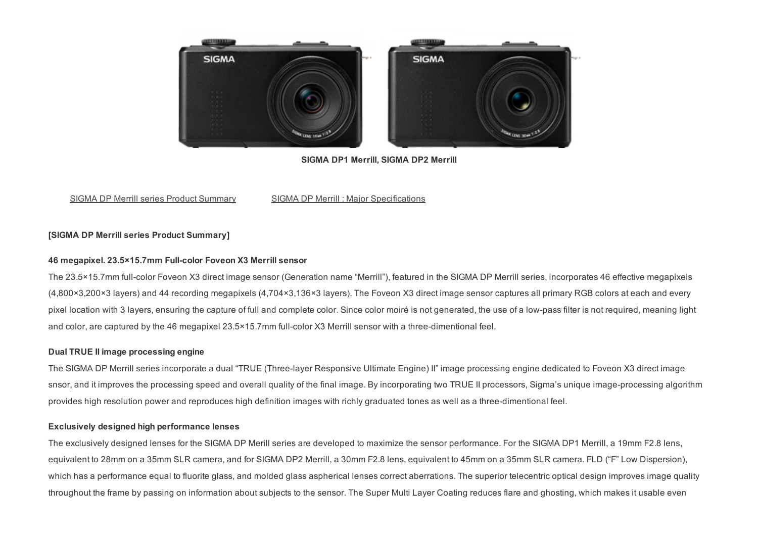SIGMA DP1 Merrill, SIGMA DP2 Merrill

SIGMA DP Merrill series Product Summary SIGMA DP Merrill : Major Specifications

**[SIGMA DP Merrill series Product Summary]**

**46 megapixel. 23.5×15.7mm Full-color Foveon X3 Merrill sensor**

The 23.5×15.7mm full-color Foveon X3 direct image sensor (Generation name “Merrill”), featured in the SIGMA DP Merrill series, incorporates 46 effective megapixels (4,800×3,200×3 layers) and 44 recording megapixels (4,704×3,136×3 layers). The Foveon X3 direct image sensor captures all primary RGB colors at each and every pixel location with 3 layers, ensuring the capture of full and complete color. Since color moiré is not generated, the use of a low-pass filter is not required, meaning light and color, are captured by the 46 megapixel 23.5×15.7mm full-color X3 Merrill sensor with a three-dimentional feel.

**Dual TRUE II image processing engine**

The SIGMA DP Merrill series incorporate a dual “TRUE (Three-layer Responsive Ultimate Engine) II” image processing engine dedicated to Foveon X3 direct image snsor, and it improves the processing speed and overall quality of the final image. By incorporating two TRUE II processors, Sigma’s unique image-processing algorithm provides high resolution power and reproduces high definition images with richly graduated tones as well as a three-dimentional feel.

**Exclusively designed high performance lenses**

The exclusively designed lenses for the SIGMA DP Merill series are developed to maximize the sensor performance. For the SIGMA DP1 Merrill, a 19mm F2.8 lens, equivalent to 28mm on a 35mm SLR camera, and for SIGMA DP2 Merrill, a 30mm F2.8 lens, equivalent to 45mm on a 35mm SLR camera. FLD (“F” Low Dispersion), which has a performance equal to fluorite glass, and molded glass aspherical lenses correct aberrations. The superior telecentric optical design improves image quality throughout the frame by passing on information about subjects to the sensor. The Super Multi Layer Coating reduces flare and ghosting, which makes it usable even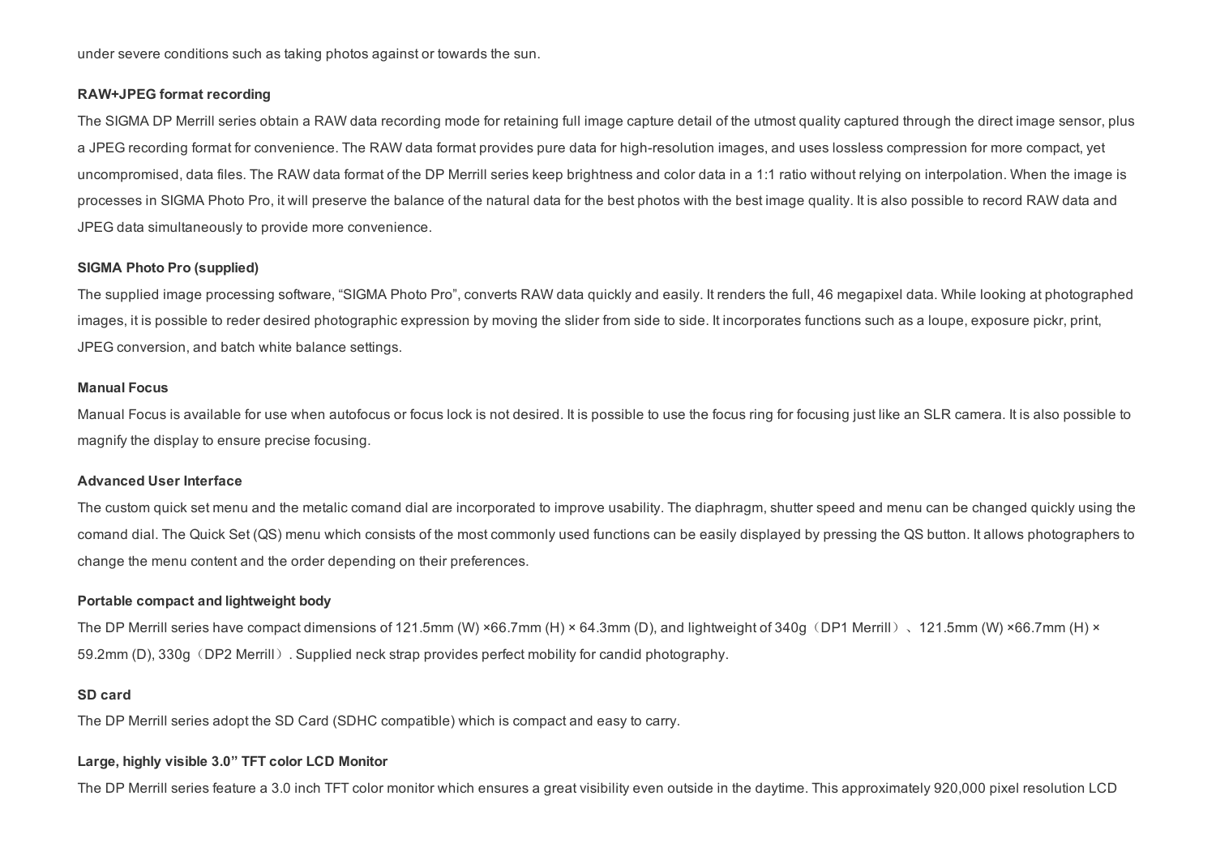under severe conditions such as taking photos against or towards the sun.

**RAW+JPEG format recording**

The SIGMA DP Merrill series obtain a RAW data recording mode for retaining full image capture detail of the utmost quality captured through the direct image sensor, plus a JPEG recording format for convenience. The RAW data format provides pure data for high-resolution images, and uses lossless compression for more compact, yet uncompromised, data files. The RAW data format of the DP Merrill series keep brightness and color data in a 1:1 ratio without relying on interpolation. When the image is processes in SIGMA Photo Pro, it will preserve the balance of the natural data for the best photos with the best image quality. It is also possible to record RAW data and JPEG data simultaneously to provide more convenience.

**SIGMA Photo Pro (supplied)**

The supplied image processing software, “SIGMA Photo Pro”, converts RAW data quickly and easily. It renders the full, 46 megapixel data. While looking at photographed images, it is possible to reder desired photographic expression by moving the slider from side to side. It incorporates functions such as a loupe, exposure pickr, print, JPEG conversion, and batch white balance settings.

**Manual Focus**

Manual Focus is available for use when autofocus or focus lock is not desired. It is possible to use the focus ring for focusing just like an SLR camera. It is also possible to magnify the display to ensure precise focusing.

**Advanced User Interface**

The custom quick set menu and the metalic comand dial are incorporated to improve usability. The diaphragm, shutter speed and menu can be changed quickly using the comand dial. The Quick Set (QS) menu which consists of the most commonly used functions can be easily displayed by pressing the QS button. It allows photographers to change the menu content and the order depending on their preferences.

**Portable compact and lightweight body**

The DP Merrill series have compact dimensions of 121.5mm (W) ×66.7mm (H) × 64.3mm (D), and lightweight of 340g（DP1 Merrill）、121.5mm (W) ×66.7mm (H) × 59.2mm (D), 330g（DP2 Merrill）. Supplied neck strap provides perfect mobility for candid photography.

**SD card**

The DP Merrill series adopt the SD Card (SDHC compatible) which is compact and easy to carry.

**Large, highly visible 3.0” TFT color LCD Monitor**

The DP Merrill series feature a 3.0 inch TFT color monitor which ensures a great visibility even outside in the daytime. This approximately 920,000 pixel resolution LCD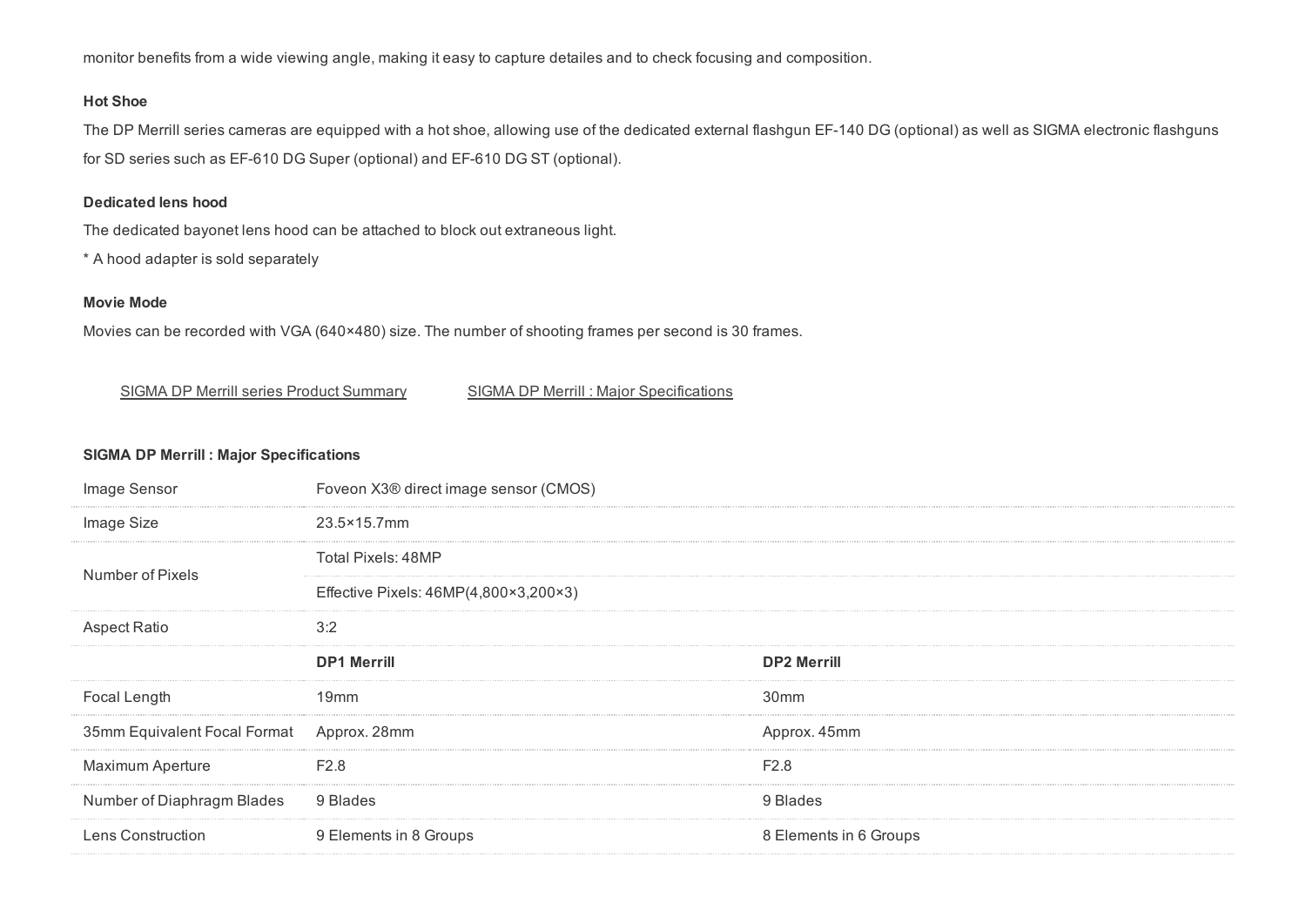monitor benefits from a wide viewing angle, making it easy to capture detailes and to check focusing and composition.

### Hot Shoe

The DP Merrill series cameras are equipped with a hot shoe, allowing use of the dedicated external flashgun EF-140 DG (optional) as well as SIGMA electronic flashguns for SD series such as EF-610 DG Super (optional) and EF-610 DG ST (optional).

### Dedicated lens hood

The dedicated bayonet lens hood can be attached to block out extraneous light.

* A hood adapter is sold separately

### Movie Mode

Movies can be recorded with VGA (640×480) size. The number of shooting frames per second is 30 frames.

SIGMA DP Merrill series Product Summary    SIGMA DP Merrill : Major Specifications

### SIGMA DP Merrill : Major Specifications

| | | |
|---|---|---|
| Image Sensor | Foveon X3® direct image sensor (CMOS) | |
| Image Size | 23.5×15.7mm | |
| Number of Pixels | Total Pixels: 48MP | |
| | Effective Pixels: 46MP(4,800×3,200×3) | |
| Aspect Ratio | 3:2 | |
| | **DP1 Merrill** | **DP2 Merrill** |
| Focal Length | 19mm | 30mm |
| 35mm Equivalent Focal Format | Approx. 28mm | Approx. 45mm |
| Maximum Aperture | F2.8 | F2.8 |
| Number of Diaphragm Blades | 9 Blades | 9 Blades |
| Lens Construction | 9 Elements in 8 Groups | 8 Elements in 6 Groups |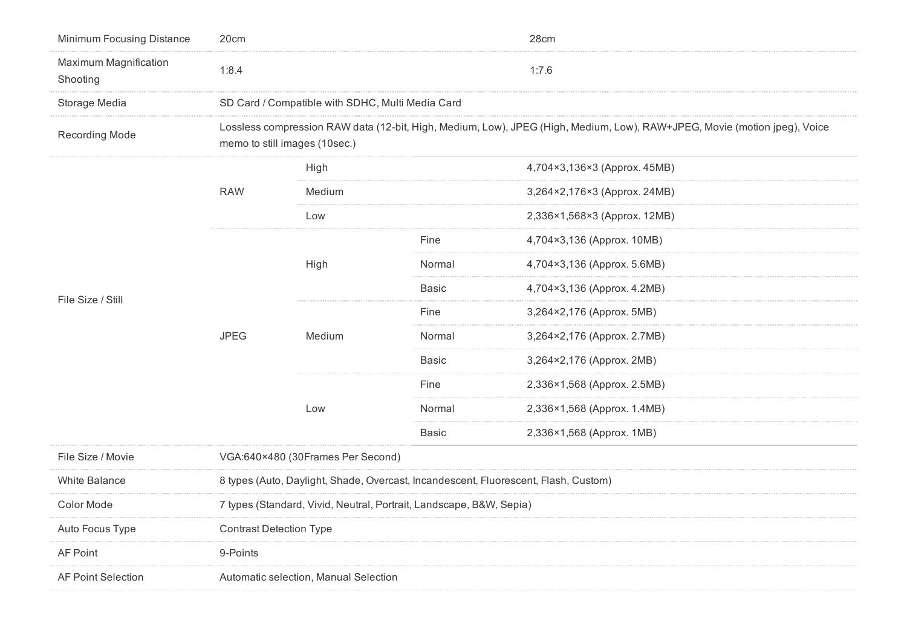| | | | | |
|---|---|---|---|---|
| Minimum Focusing Distance | 20cm | | | 28cm |
| Maximum Magnification Shooting | 1:8.4 | | | 1:7.6 |
| Storage Media | SD Card / Compatible with SDHC, Multi Media Card | | | |
| Recording Mode | Lossless compression RAW data (12-bit, High, Medium, Low), JPEG (High, Medium, Low), RAW+JPEG, Movie (motion jpeg), Voice memo to still images (10sec.) | | | |
| File Size / Still | RAW | High | | 4,704×3,136×3 (Approx. 45MB) |
| | | Medium | | 3,264×2,176×3 (Approx. 24MB) |
| | | Low | | 2,336×1,568×3 (Approx. 12MB) |
| | JPEG | High | Fine | 4,704×3,136 (Approx. 10MB) |
| | | | Normal | 4,704×3,136 (Approx. 5.6MB) |
| | | | Basic | 4,704×3,136 (Approx. 4.2MB) |
| | | Medium | Fine | 3,264×2,176 (Approx. 5MB) |
| | | | Normal | 3,264×2,176 (Approx. 2.7MB) |
| | | | Basic | 3,264×2,176 (Approx. 2MB) |
| | | Low | Fine | 2,336×1,568 (Approx. 2.5MB) |
| | | | Normal | 2,336×1,568 (Approx. 1.4MB) |
| | | | Basic | 2,336×1,568 (Approx. 1MB) |
| File Size / Movie | VGA:640×480 (30Frames Per Second) | | | |
| White Balance | 8 types (Auto, Daylight, Shade, Overcast, Incandescent, Fluorescent, Flash, Custom) | | | |
| Color Mode | 7 types (Standard, Vivid, Neutral, Portrait, Landscape, B&W, Sepia) | | | |
| Auto Focus Type | Contrast Detection Type | | | |
| AF Point | 9-Points | | | |
| AF Point Selection | Automatic selection, Manual Selection | | | |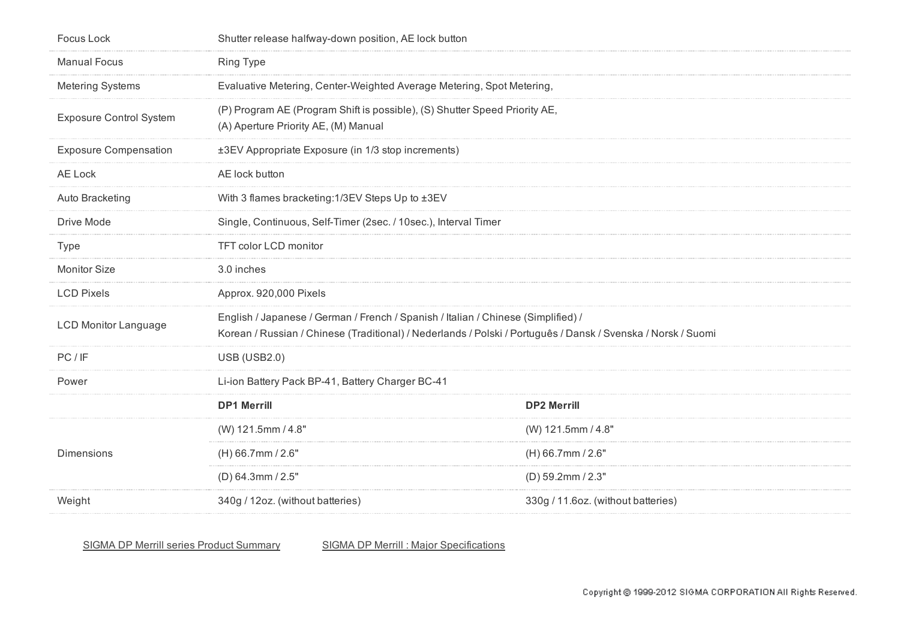| | | |
|---|---|---|
| Focus Lock | Shutter release halfway-down position, AE lock button | |
| Manual Focus | Ring Type | |
| Metering Systems | Evaluative Metering, Center-Weighted Average Metering, Spot Metering, | |
| Exposure Control System | (P) Program AE (Program Shift is possible), (S) Shutter Speed Priority AE, (A) Aperture Priority AE, (M) Manual | |
| Exposure Compensation | ±3EV Appropriate Exposure (in 1/3 stop increments) | |
| AE Lock | AE lock button | |
| Auto Bracketing | With 3 flames bracketing:1/3EV Steps Up to ±3EV | |
| Drive Mode | Single, Continuous, Self-Timer (2sec. / 10sec.), Interval Timer | |
| Type | TFT color LCD monitor | |
| Monitor Size | 3.0 inches | |
| LCD Pixels | Approx. 920,000 Pixels | |
| LCD Monitor Language | English / Japanese / German / French / Spanish / Italian / Chinese (Simplified) / Korean / Russian / Chinese (Traditional) / Nederlands / Polski / Português / Dansk / Svenska / Norsk / Suomi | |
| PC / IF | USB (USB2.0) | |
| Power | Li-ion Battery Pack BP-41, Battery Charger BC-41 | |
| | **DP1 Merrill** | **DP2 Merrill** |
| Dimensions | (W) 121.5mm / 4.8" | (W) 121.5mm / 4.8" |
| | (H) 66.7mm / 2.6" | (H) 66.7mm / 2.6" |
| | (D) 64.3mm / 2.5" | (D) 59.2mm / 2.3" |
| Weight | 340g / 12oz. (without batteries) | 330g / 11.6oz. (without batteries) |

SIGMA DP Merrill series Product Summary    SIGMA DP Merrill : Major Specifications

Copyright © 1999-2012 SIGMA CORPORATION All Rights Reserved.